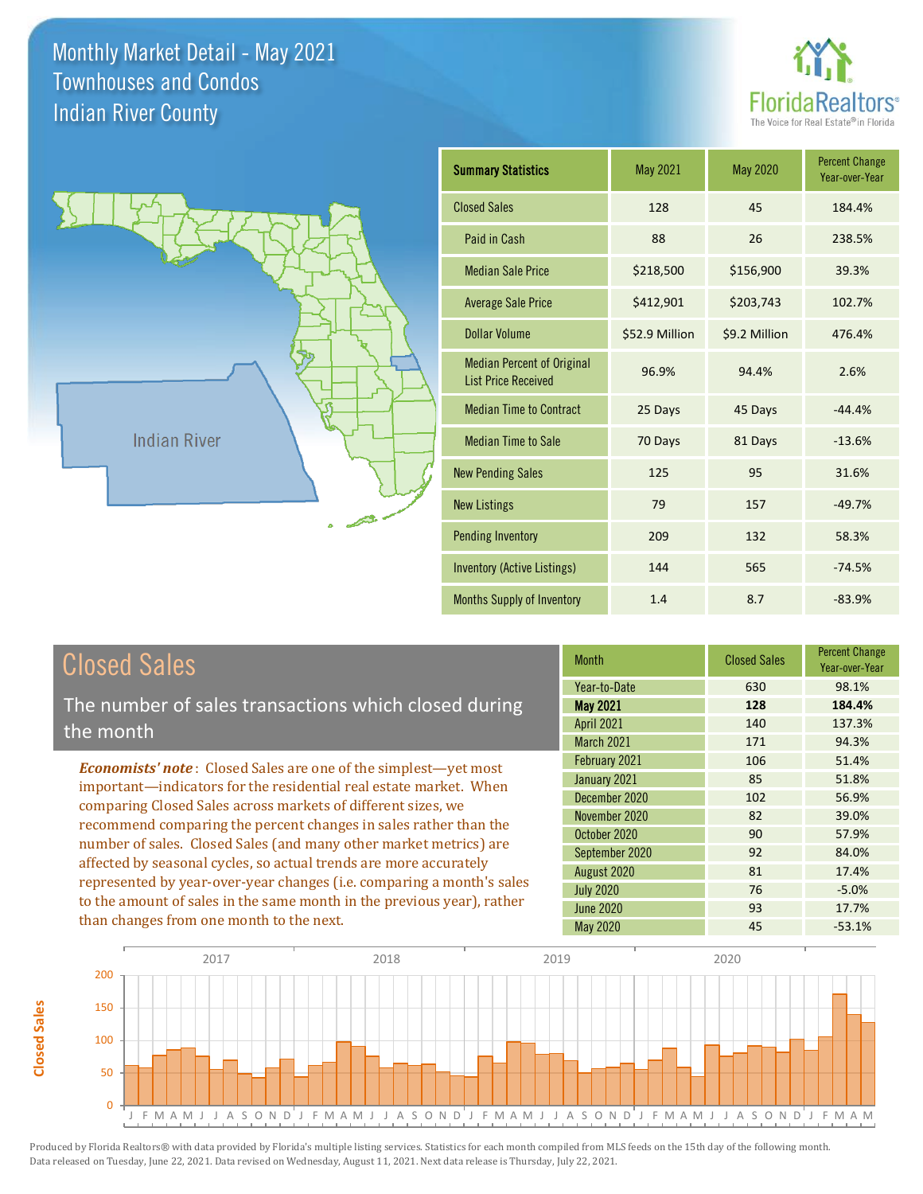# Monthly Market Detail - May 2021
## Townhouses and Condos
## Indian River County

| Summary Statistics | May 2021 | May 2020 | Percent Change Year-over-Year |
|---|---|---|---|
| Closed Sales | 128 | 45 | 184.4% |
| Paid in Cash | 88 | 26 | 238.5% |
| Median Sale Price | $218,500 | $156,900 | 39.3% |
| Average Sale Price | $412,901 | $203,743 | 102.7% |
| Dollar Volume | $52.9 Million | $9.2 Million | 476.4% |
| Median Percent of Original List Price Received | 96.9% | 94.4% | 2.6% |
| Median Time to Contract | 25 Days | 45 Days | -44.4% |
| Median Time to Sale | 70 Days | 81 Days | -13.6% |
| New Pending Sales | 125 | 95 | 31.6% |
| New Listings | 79 | 157 | -49.7% |
| Pending Inventory | 209 | 132 | 58.3% |
| Inventory (Active Listings) | 144 | 565 | -74.5% |
| Months Supply of Inventory | 1.4 | 8.7 | -83.9% |

## Closed Sales

The number of sales transactions which closed during the month

***Economists' note***: Closed Sales are one of the simplest—yet most important—indicators for the residential real estate market. When comparing Closed Sales across markets of different sizes, we recommend comparing the percent changes in sales rather than the number of sales. Closed Sales (and many other market metrics) are affected by seasonal cycles, so actual trends are more accurately represented by year-over-year changes (i.e. comparing a month's sales to the amount of sales in the same month in the previous year), rather than changes from one month to the next.

| Month | Closed Sales | Percent Change Year-over-Year |
|---|---|---|
| Year-to-Date | 630 | 98.1% |
| **May 2021** | **128** | **184.4%** |
| April 2021 | 140 | 137.3% |
| March 2021 | 171 | 94.3% |
| February 2021 | 106 | 51.4% |
| January 2021 | 85 | 51.8% |
| December 2020 | 102 | 56.9% |
| November 2020 | 82 | 39.0% |
| October 2020 | 90 | 57.9% |
| September 2020 | 92 | 84.0% |
| August 2020 | 81 | 17.4% |
| July 2020 | 76 | -5.0% |
| June 2020 | 93 | 17.7% |
| May 2020 | 45 | -53.1% |

Produced by Florida Realtors® with data provided by Florida's multiple listing services. Statistics for each month compiled from MLS feeds on the 15th day of the following month. Data released on Tuesday, June 22, 2021. Data revised on Wednesday, August 11, 2021. Next data release is Thursday, July 22, 2021.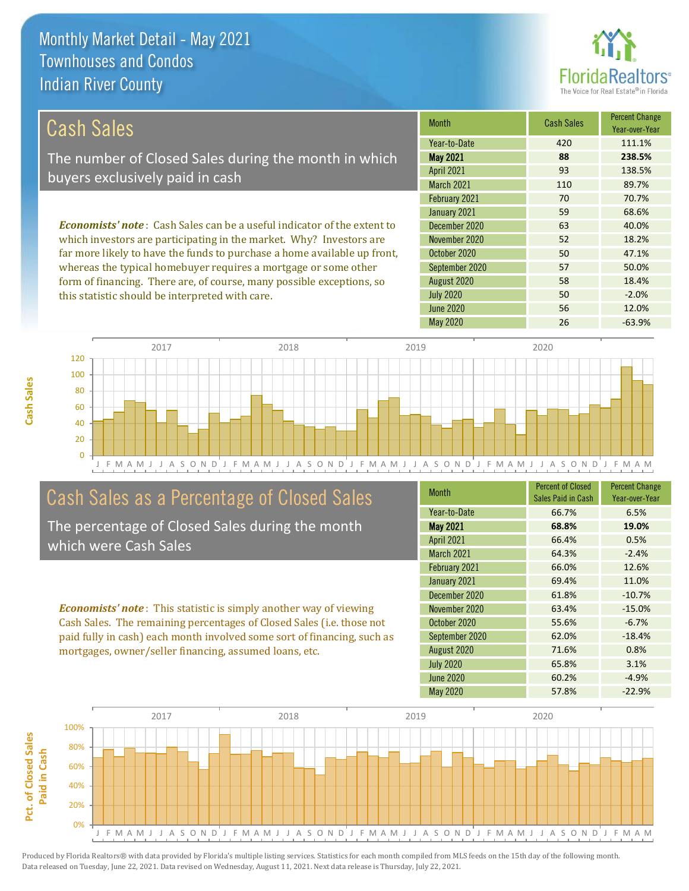# Monthly Market Detail - May 2021
## Townhouses and Condos
## Indian River County

## Cash Sales

The number of Closed Sales during the month in which buyers exclusively paid in cash

***Economists' note***: Cash Sales can be a useful indicator of the extent to which investors are participating in the market. Why? Investors are far more likely to have the funds to purchase a home available up front, whereas the typical homebuyer requires a mortgage or some other form of financing. There are, of course, many possible exceptions, so this statistic should be interpreted with care.

| Month | Cash Sales | Percent Change Year-over-Year |
|---|---|---|
| Year-to-Date | 420 | 111.1% |
| **May 2021** | **88** | **238.5%** |
| April 2021 | 93 | 138.5% |
| March 2021 | 110 | 89.7% |
| February 2021 | 70 | 70.7% |
| January 2021 | 59 | 68.6% |
| December 2020 | 63 | 40.0% |
| November 2020 | 52 | 18.2% |
| October 2020 | 50 | 47.1% |
| September 2020 | 57 | 50.0% |
| August 2020 | 58 | 18.4% |
| July 2020 | 50 | -2.0% |
| June 2020 | 56 | 12.0% |
| May 2020 | 26 | -63.9% |

## Cash Sales as a Percentage of Closed Sales

The percentage of Closed Sales during the month which were Cash Sales

***Economists' note***: This statistic is simply another way of viewing Cash Sales. The remaining percentages of Closed Sales (i.e. those not paid fully in cash) each month involved some sort of financing, such as mortgages, owner/seller financing, assumed loans, etc.

| Month | Percent of Closed Sales Paid in Cash | Percent Change Year-over-Year |
|---|---|---|
| Year-to-Date | 66.7% | 6.5% |
| **May 2021** | **68.8%** | **19.0%** |
| April 2021 | 66.4% | 0.5% |
| March 2021 | 64.3% | -2.4% |
| February 2021 | 66.0% | 12.6% |
| January 2021 | 69.4% | 11.0% |
| December 2020 | 61.8% | -10.7% |
| November 2020 | 63.4% | -15.0% |
| October 2020 | 55.6% | -6.7% |
| September 2020 | 62.0% | -18.4% |
| August 2020 | 71.6% | 0.8% |
| July 2020 | 65.8% | 3.1% |
| June 2020 | 60.2% | -4.9% |
| May 2020 | 57.8% | -22.9% |

Produced by Florida Realtors® with data provided by Florida's multiple listing services. Statistics for each month compiled from MLS feeds on the 15th day of the following month. Data released on Tuesday, June 22, 2021. Data revised on Wednesday, August 11, 2021. Next data release is Thursday, July 22, 2021.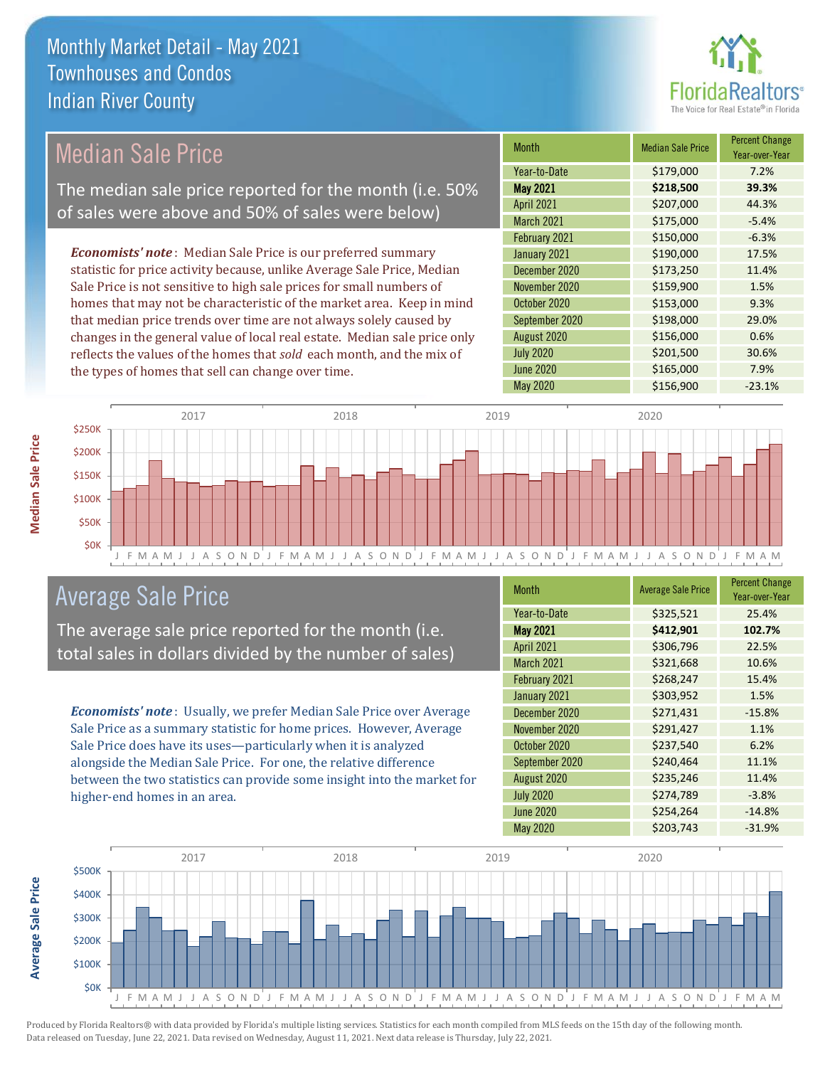# Monthly Market Detail - May 2021
## Townhouses and Condos
## Indian River County

## Median Sale Price

The median sale price reported for the month (i.e. 50% of sales were above and 50% of sales were below)

*Economists' note*: Median Sale Price is our preferred summary statistic for price activity because, unlike Average Sale Price, Median Sale Price is not sensitive to high sale prices for small numbers of homes that may not be characteristic of the market area. Keep in mind that median price trends over time are not always solely caused by changes in the general value of local real estate. Median sale price only reflects the values of the homes that *sold* each month, and the mix of the types of homes that sell can change over time.

| Month | Median Sale Price | Percent Change Year-over-Year |
|---|---|---|
| Year-to-Date | $179,000 | 7.2% |
| **May 2021** | **$218,500** | **39.3%** |
| April 2021 | $207,000 | 44.3% |
| March 2021 | $175,000 | -5.4% |
| February 2021 | $150,000 | -6.3% |
| January 2021 | $190,000 | 17.5% |
| December 2020 | $173,250 | 11.4% |
| November 2020 | $159,900 | 1.5% |
| October 2020 | $153,000 | 9.3% |
| September 2020 | $198,000 | 29.0% |
| August 2020 | $156,000 | 0.6% |
| July 2020 | $201,500 | 30.6% |
| June 2020 | $165,000 | 7.9% |
| May 2020 | $156,900 | -23.1% |

## Average Sale Price

The average sale price reported for the month (i.e. total sales in dollars divided by the number of sales)

*Economists' note*: Usually, we prefer Median Sale Price over Average Sale Price as a summary statistic for home prices. However, Average Sale Price does have its uses—particularly when it is analyzed alongside the Median Sale Price. For one, the relative difference between the two statistics can provide some insight into the market for higher-end homes in an area.

| Month | Average Sale Price | Percent Change Year-over-Year |
|---|---|---|
| Year-to-Date | $325,521 | 25.4% |
| **May 2021** | **$412,901** | **102.7%** |
| April 2021 | $306,796 | 22.5% |
| March 2021 | $321,668 | 10.6% |
| February 2021 | $268,247 | 15.4% |
| January 2021 | $303,952 | 1.5% |
| December 2020 | $271,431 | -15.8% |
| November 2020 | $291,427 | 1.1% |
| October 2020 | $237,540 | 6.2% |
| September 2020 | $240,464 | 11.1% |
| August 2020 | $235,246 | 11.4% |
| July 2020 | $274,789 | -3.8% |
| June 2020 | $254,264 | -14.8% |
| May 2020 | $203,743 | -31.9% |

Produced by Florida Realtors® with data provided by Florida's multiple listing services. Statistics for each month compiled from MLS feeds on the 15th day of the following month. Data released on Tuesday, June 22, 2021. Data revised on Wednesday, August 11, 2021. Next data release is Thursday, July 22, 2021.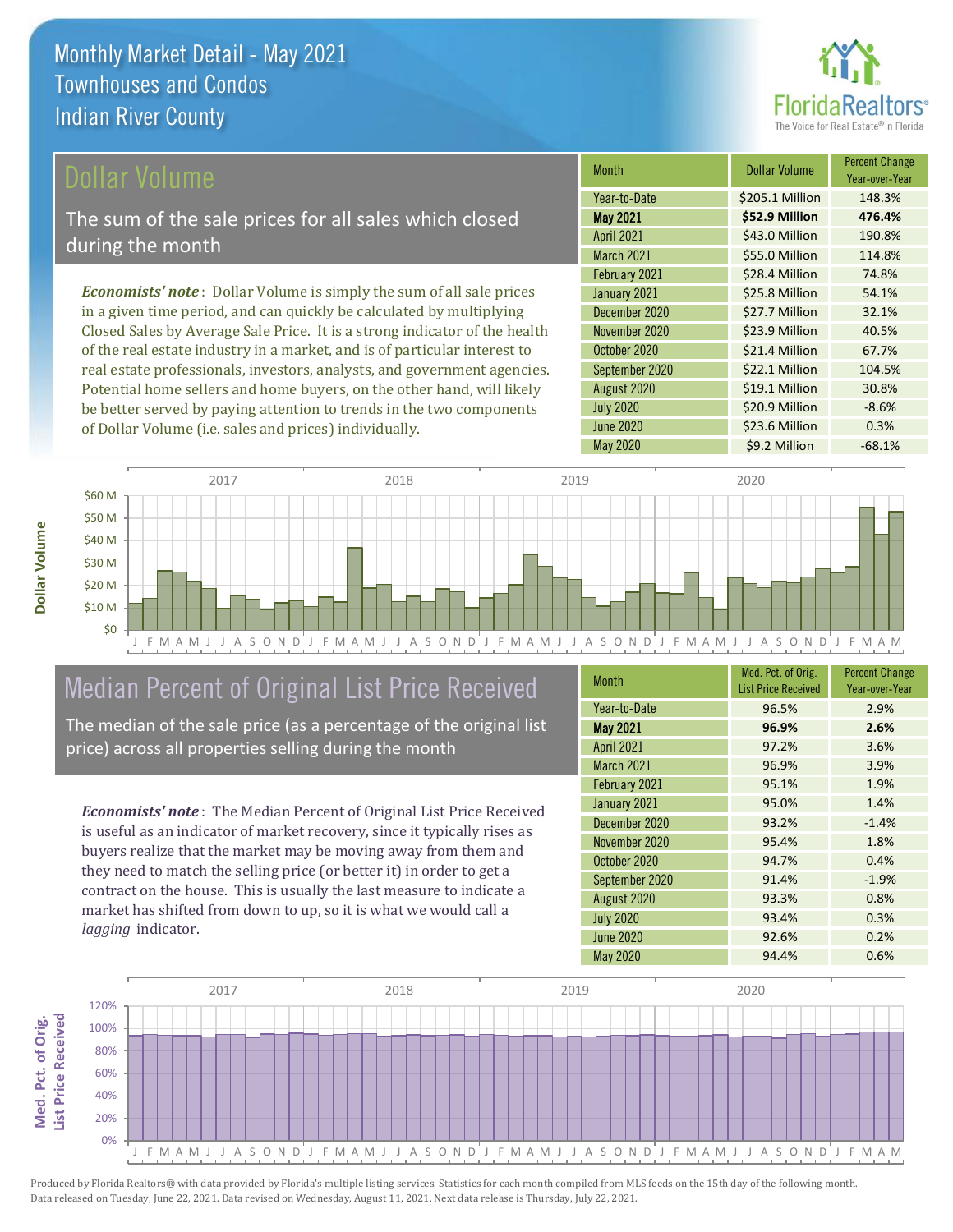# Monthly Market Detail - May 2021
## Townhouses and Condos
## Indian River County

## Dollar Volume

The sum of the sale prices for all sales which closed during the month

***Economists' note***: Dollar Volume is simply the sum of all sale prices in a given time period, and can quickly be calculated by multiplying Closed Sales by Average Sale Price. It is a strong indicator of the health of the real estate industry in a market, and is of particular interest to real estate professionals, investors, analysts, and government agencies. Potential home sellers and home buyers, on the other hand, will likely be better served by paying attention to trends in the two components of Dollar Volume (i.e. sales and prices) individually.

| Month | Dollar Volume | Percent Change Year-over-Year |
|---|---|---|
| Year-to-Date | $205.1 Million | 148.3% |
| **May 2021** | **$52.9 Million** | **476.4%** |
| April 2021 | $43.0 Million | 190.8% |
| March 2021 | $55.0 Million | 114.8% |
| February 2021 | $28.4 Million | 74.8% |
| January 2021 | $25.8 Million | 54.1% |
| December 2020 | $27.7 Million | 32.1% |
| November 2020 | $23.9 Million | 40.5% |
| October 2020 | $21.4 Million | 67.7% |
| September 2020 | $22.1 Million | 104.5% |
| August 2020 | $19.1 Million | 30.8% |
| July 2020 | $20.9 Million | -8.6% |
| June 2020 | $23.6 Million | 0.3% |
| May 2020 | $9.2 Million | -68.1% |

## Median Percent of Original List Price Received

The median of the sale price (as a percentage of the original list price) across all properties selling during the month

***Economists' note***: The Median Percent of Original List Price Received is useful as an indicator of market recovery, since it typically rises as buyers realize that the market may be moving away from them and they need to match the selling price (or better it) in order to get a contract on the house. This is usually the last measure to indicate a market has shifted from down to up, so it is what we would call a *lagging* indicator.

| Month | Med. Pct. of Orig. List Price Received | Percent Change Year-over-Year |
|---|---|---|
| Year-to-Date | 96.5% | 2.9% |
| **May 2021** | **96.9%** | **2.6%** |
| April 2021 | 97.2% | 3.6% |
| March 2021 | 96.9% | 3.9% |
| February 2021 | 95.1% | 1.9% |
| January 2021 | 95.0% | 1.4% |
| December 2020 | 93.2% | -1.4% |
| November 2020 | 95.4% | 1.8% |
| October 2020 | 94.7% | 0.4% |
| September 2020 | 91.4% | -1.9% |
| August 2020 | 93.3% | 0.8% |
| July 2020 | 93.4% | 0.3% |
| June 2020 | 92.6% | 0.2% |
| May 2020 | 94.4% | 0.6% |

Produced by Florida Realtors® with data provided by Florida's multiple listing services. Statistics for each month compiled from MLS feeds on the 15th day of the following month. Data released on Tuesday, June 22, 2021. Data revised on Wednesday, August 11, 2021. Next data release is Thursday, July 22, 2021.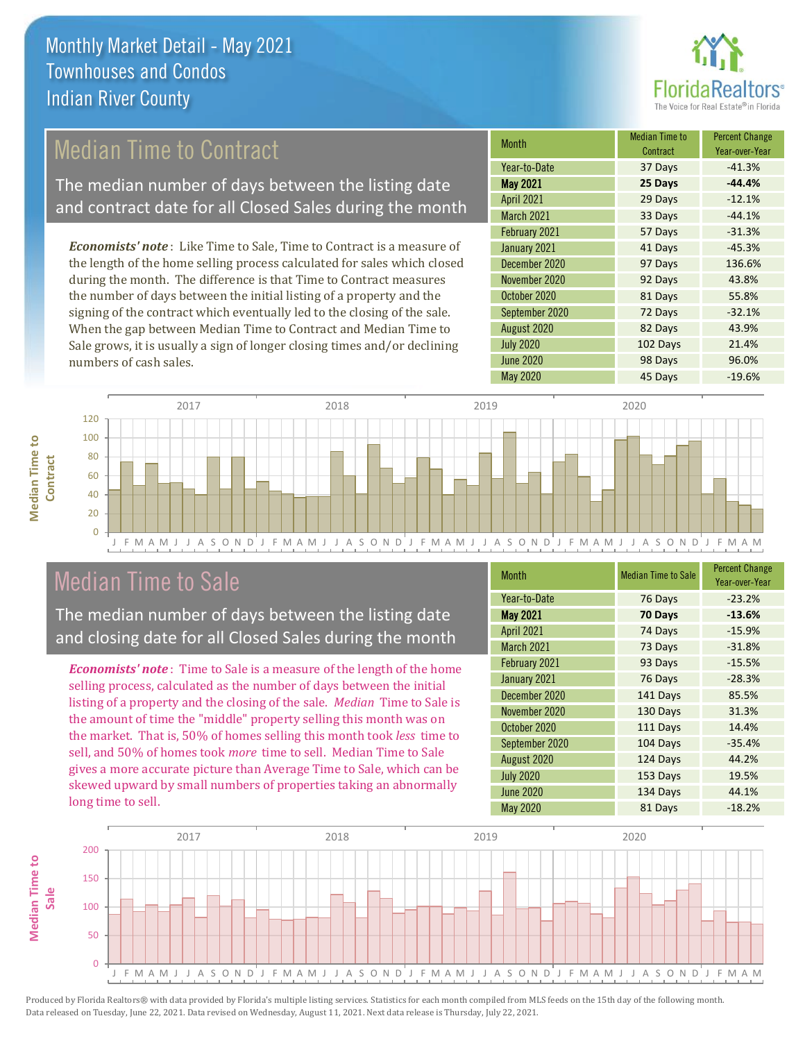# Monthly Market Detail - May 2021
## Townhouses and Condos
## Indian River County

## Median Time to Contract

The median number of days between the listing date and contract date for all Closed Sales during the month

*Economists' note*: Like Time to Sale, Time to Contract is a measure of the length of the home selling process calculated for sales which closed during the month. The difference is that Time to Contract measures the number of days between the initial listing of a property and the signing of the contract which eventually led to the closing of the sale. When the gap between Median Time to Contract and Median Time to Sale grows, it is usually a sign of longer closing times and/or declining numbers of cash sales.

| Month | Median Time to Contract | Percent Change Year-over-Year |
|---|---|---|
| Year-to-Date | 37 Days | -41.3% |
| **May 2021** | **25 Days** | **-44.4%** |
| April 2021 | 29 Days | -12.1% |
| March 2021 | 33 Days | -44.1% |
| February 2021 | 57 Days | -31.3% |
| January 2021 | 41 Days | -45.3% |
| December 2020 | 97 Days | 136.6% |
| November 2020 | 92 Days | 43.8% |
| October 2020 | 81 Days | 55.8% |
| September 2020 | 72 Days | -32.1% |
| August 2020 | 82 Days | 43.9% |
| July 2020 | 102 Days | 21.4% |
| June 2020 | 98 Days | 96.0% |
| May 2020 | 45 Days | -19.6% |

## Median Time to Sale

The median number of days between the listing date and closing date for all Closed Sales during the month

*Economists' note*: Time to Sale is a measure of the length of the home selling process, calculated as the number of days between the initial listing of a property and the closing of the sale. *Median* Time to Sale is the amount of time the "middle" property selling this month was on the market. That is, 50% of homes selling this month took *less* time to sell, and 50% of homes took *more* time to sell. Median Time to Sale gives a more accurate picture than Average Time to Sale, which can be skewed upward by small numbers of properties taking an abnormally long time to sell.

| Month | Median Time to Sale | Percent Change Year-over-Year |
|---|---|---|
| Year-to-Date | 76 Days | -23.2% |
| **May 2021** | **70 Days** | **-13.6%** |
| April 2021 | 74 Days | -15.9% |
| March 2021 | 73 Days | -31.8% |
| February 2021 | 93 Days | -15.5% |
| January 2021 | 76 Days | -28.3% |
| December 2020 | 141 Days | 85.5% |
| November 2020 | 130 Days | 31.3% |
| October 2020 | 111 Days | 14.4% |
| September 2020 | 104 Days | -35.4% |
| August 2020 | 124 Days | 44.2% |
| July 2020 | 153 Days | 19.5% |
| June 2020 | 134 Days | 44.1% |
| May 2020 | 81 Days | -18.2% |

Produced by Florida Realtors® with data provided by Florida's multiple listing services. Statistics for each month compiled from MLS feeds on the 15th day of the following month. Data released on Tuesday, June 22, 2021. Data revised on Wednesday, August 11, 2021. Next data release is Thursday, July 22, 2021.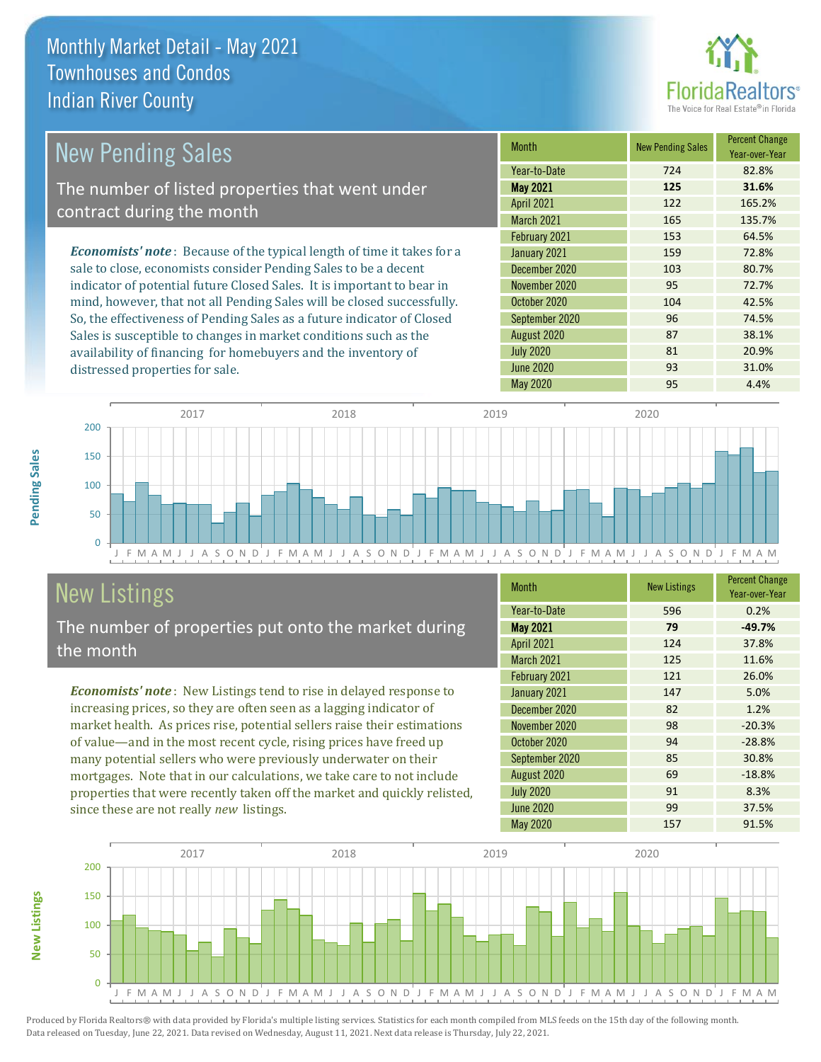# Monthly Market Detail - May 2021
## Townhouses and Condos
## Indian River County

## New Pending Sales

The number of listed properties that went under contract during the month

*Economists' note*: Because of the typical length of time it takes for a sale to close, economists consider Pending Sales to be a decent indicator of potential future Closed Sales. It is important to bear in mind, however, that not all Pending Sales will be closed successfully. So, the effectiveness of Pending Sales as a future indicator of Closed Sales is susceptible to changes in market conditions such as the availability of financing for homebuyers and the inventory of distressed properties for sale.

| Month | New Pending Sales | Percent Change Year-over-Year |
|---|---|---|
| Year-to-Date | 724 | 82.8% |
| **May 2021** | **125** | **31.6%** |
| April 2021 | 122 | 165.2% |
| March 2021 | 165 | 135.7% |
| February 2021 | 153 | 64.5% |
| January 2021 | 159 | 72.8% |
| December 2020 | 103 | 80.7% |
| November 2020 | 95 | 72.7% |
| October 2020 | 104 | 42.5% |
| September 2020 | 96 | 74.5% |
| August 2020 | 87 | 38.1% |
| July 2020 | 81 | 20.9% |
| June 2020 | 93 | 31.0% |
| May 2020 | 95 | 4.4% |

## New Listings

The number of properties put onto the market during the month

*Economists' note*: New Listings tend to rise in delayed response to increasing prices, so they are often seen as a lagging indicator of market health. As prices rise, potential sellers raise their estimations of value—and in the most recent cycle, rising prices have freed up many potential sellers who were previously underwater on their mortgages. Note that in our calculations, we take care to not include properties that were recently taken off the market and quickly relisted, since these are not really *new* listings.

| Month | New Listings | Percent Change Year-over-Year |
|---|---|---|
| Year-to-Date | 596 | 0.2% |
| **May 2021** | **79** | **-49.7%** |
| April 2021 | 124 | 37.8% |
| March 2021 | 125 | 11.6% |
| February 2021 | 121 | 26.0% |
| January 2021 | 147 | 5.0% |
| December 2020 | 82 | 1.2% |
| November 2020 | 98 | -20.3% |
| October 2020 | 94 | -28.8% |
| September 2020 | 85 | 30.8% |
| August 2020 | 69 | -18.8% |
| July 2020 | 91 | 8.3% |
| June 2020 | 99 | 37.5% |
| May 2020 | 157 | 91.5% |

Produced by Florida Realtors® with data provided by Florida's multiple listing services. Statistics for each month compiled from MLS feeds on the 15th day of the following month. Data released on Tuesday, June 22, 2021. Data revised on Wednesday, August 11, 2021. Next data release is Thursday, July 22, 2021.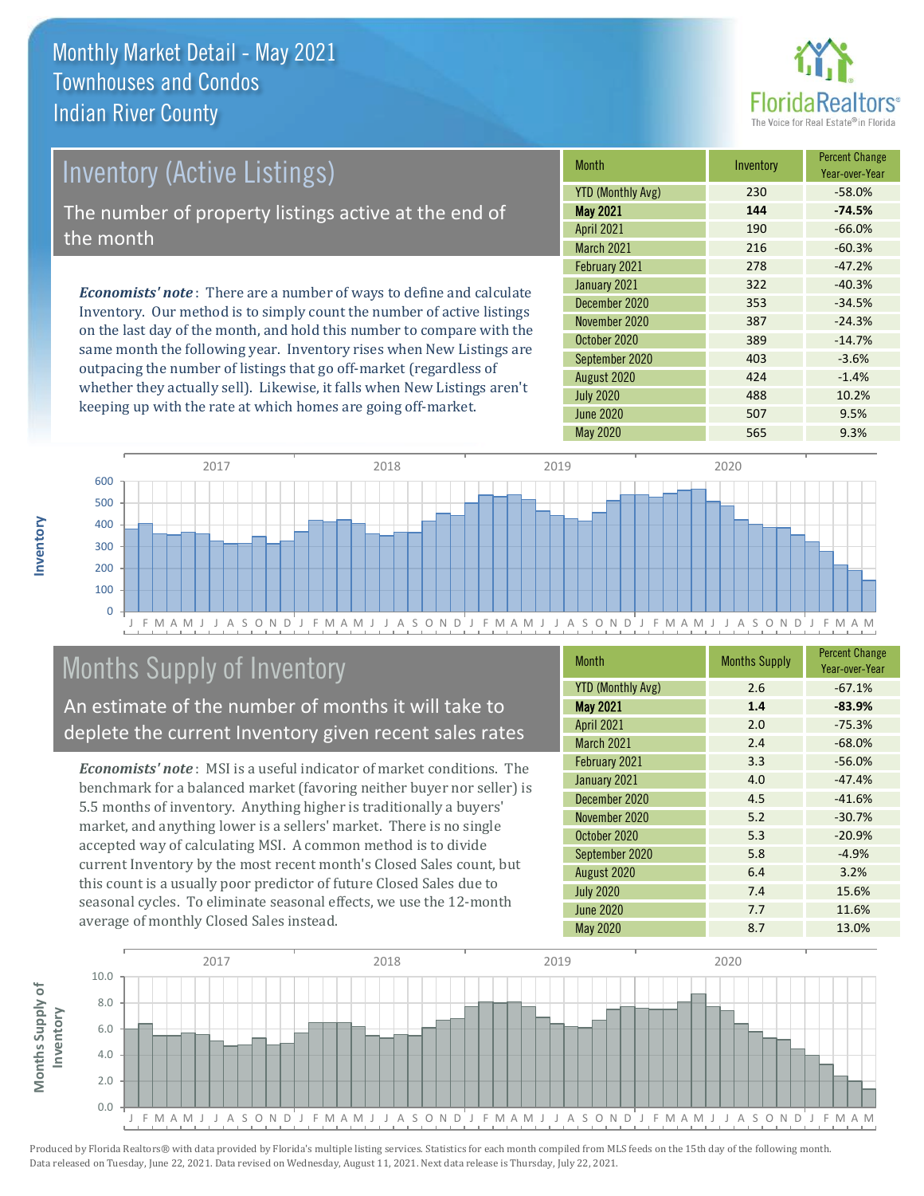# Monthly Market Detail - May 2021
## Townhouses and Condos
## Indian River County

## Inventory (Active Listings)

The number of property listings active at the end of the month

*Economists' note*: There are a number of ways to define and calculate Inventory. Our method is to simply count the number of active listings on the last day of the month, and hold this number to compare with the same month the following year. Inventory rises when New Listings are outpacing the number of listings that go off-market (regardless of whether they actually sell). Likewise, it falls when New Listings aren't keeping up with the rate at which homes are going off-market.

| Month | Inventory | Percent Change Year-over-Year |
|---|---|---|
| YTD (Monthly Avg) | 230 | -58.0% |
| **May 2021** | **144** | **-74.5%** |
| April 2021 | 190 | -66.0% |
| March 2021 | 216 | -60.3% |
| February 2021 | 278 | -47.2% |
| January 2021 | 322 | -40.3% |
| December 2020 | 353 | -34.5% |
| November 2020 | 387 | -24.3% |
| October 2020 | 389 | -14.7% |
| September 2020 | 403 | -3.6% |
| August 2020 | 424 | -1.4% |
| July 2020 | 488 | 10.2% |
| June 2020 | 507 | 9.5% |
| May 2020 | 565 | 9.3% |

## Months Supply of Inventory

An estimate of the number of months it will take to deplete the current Inventory given recent sales rates

*Economists' note*: MSI is a useful indicator of market conditions. The benchmark for a balanced market (favoring neither buyer nor seller) is 5.5 months of inventory. Anything higher is traditionally a buyers' market, and anything lower is a sellers' market. There is no single accepted way of calculating MSI. A common method is to divide current Inventory by the most recent month's Closed Sales count, but this count is a usually poor predictor of future Closed Sales due to seasonal cycles. To eliminate seasonal effects, we use the 12-month average of monthly Closed Sales instead.

| Month | Months Supply | Percent Change Year-over-Year |
|---|---|---|
| YTD (Monthly Avg) | 2.6 | -67.1% |
| **May 2021** | **1.4** | **-83.9%** |
| April 2021 | 2.0 | -75.3% |
| March 2021 | 2.4 | -68.0% |
| February 2021 | 3.3 | -56.0% |
| January 2021 | 4.0 | -47.4% |
| December 2020 | 4.5 | -41.6% |
| November 2020 | 5.2 | -30.7% |
| October 2020 | 5.3 | -20.9% |
| September 2020 | 5.8 | -4.9% |
| August 2020 | 6.4 | 3.2% |
| July 2020 | 7.4 | 15.6% |
| June 2020 | 7.7 | 11.6% |
| May 2020 | 8.7 | 13.0% |

Produced by Florida Realtors® with data provided by Florida's multiple listing services. Statistics for each month compiled from MLS feeds on the 15th day of the following month. Data released on Tuesday, June 22, 2021. Data revised on Wednesday, August 11, 2021. Next data release is Thursday, July 22, 2021.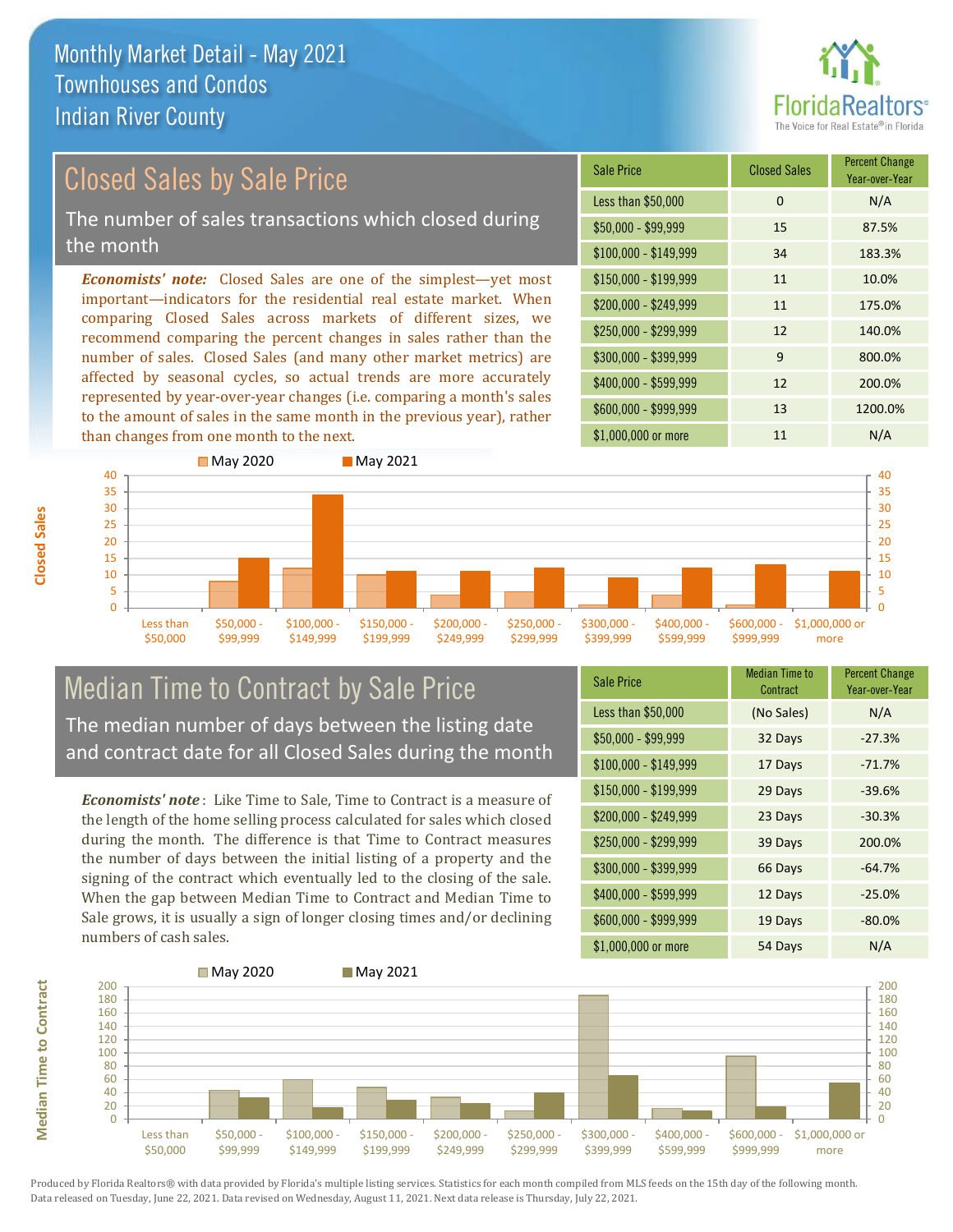# Monthly Market Detail - May 2021
## Townhouses and Condos
## Indian River County

## Closed Sales by Sale Price

The number of sales transactions which closed during the month

*Economists' note:* Closed Sales are one of the simplest—yet most important—indicators for the residential real estate market. When comparing Closed Sales across markets of different sizes, we recommend comparing the percent changes in sales rather than the number of sales. Closed Sales (and many other market metrics) are affected by seasonal cycles, so actual trends are more accurately represented by year-over-year changes (i.e. comparing a month's sales to the amount of sales in the same month in the previous year), rather than changes from one month to the next.

| Sale Price | Closed Sales | Percent Change Year-over-Year |
|---|---|---|
| Less than $50,000 | 0 | N/A |
| $50,000 - $99,999 | 15 | 87.5% |
| $100,000 - $149,999 | 34 | 183.3% |
| $150,000 - $199,999 | 11 | 10.0% |
| $200,000 - $249,999 | 11 | 175.0% |
| $250,000 - $299,999 | 12 | 140.0% |
| $300,000 - $399,999 | 9 | 800.0% |
| $400,000 - $599,999 | 12 | 200.0% |
| $600,000 - $999,999 | 13 | 1200.0% |
| $1,000,000 or more | 11 | N/A |

## Median Time to Contract by Sale Price

The median number of days between the listing date and contract date for all Closed Sales during the month

*Economists' note*: Like Time to Sale, Time to Contract is a measure of the length of the home selling process calculated for sales which closed during the month. The difference is that Time to Contract measures the number of days between the initial listing of a property and the signing of the contract which eventually led to the closing of the sale. When the gap between Median Time to Contract and Median Time to Sale grows, it is usually a sign of longer closing times and/or declining numbers of cash sales.

| Sale Price | Median Time to Contract | Percent Change Year-over-Year |
|---|---|---|
| Less than $50,000 | (No Sales) | N/A |
| $50,000 - $99,999 | 32 Days | -27.3% |
| $100,000 - $149,999 | 17 Days | -71.7% |
| $150,000 - $199,999 | 29 Days | -39.6% |
| $200,000 - $249,999 | 23 Days | -30.3% |
| $250,000 - $299,999 | 39 Days | 200.0% |
| $300,000 - $399,999 | 66 Days | -64.7% |
| $400,000 - $599,999 | 12 Days | -25.0% |
| $600,000 - $999,999 | 19 Days | -80.0% |
| $1,000,000 or more | 54 Days | N/A |

Produced by Florida Realtors® with data provided by Florida's multiple listing services. Statistics for each month compiled from MLS feeds on the 15th day of the following month. Data released on Tuesday, June 22, 2021. Data revised on Wednesday, August 11, 2021. Next data release is Thursday, July 22, 2021.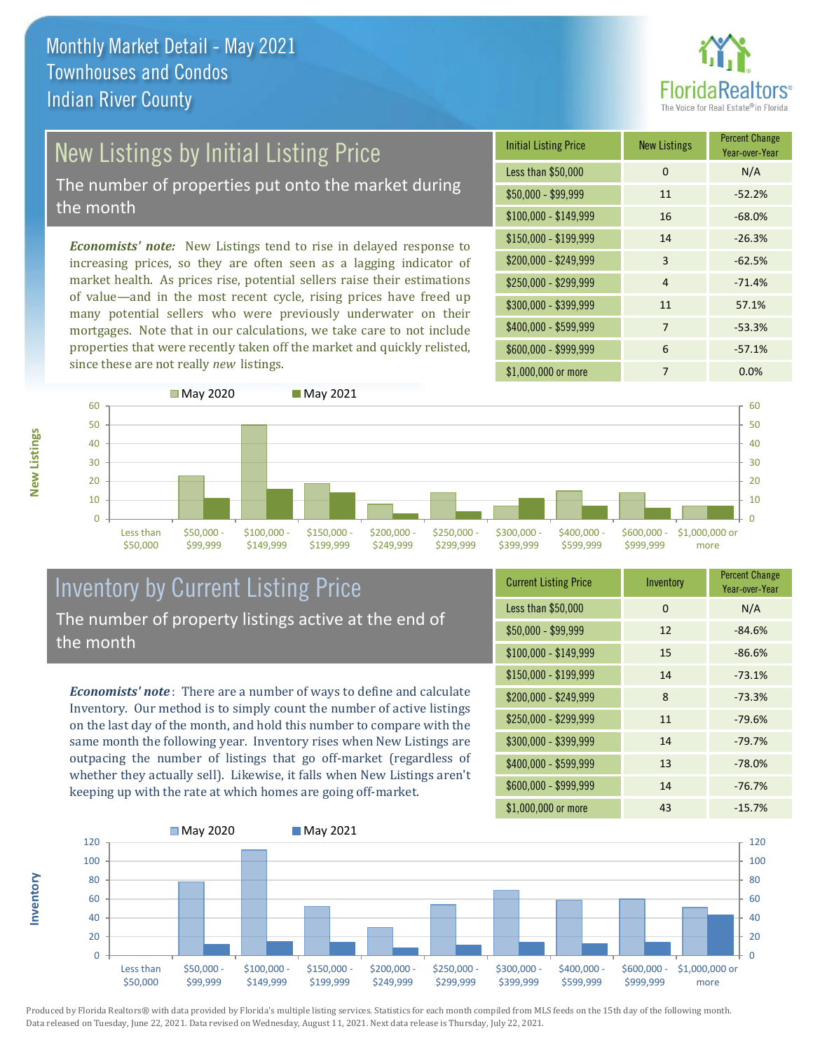# Monthly Market Detail - May 2021
## Townhouses and Condos
## Indian River County

## New Listings by Initial Listing Price

The number of properties put onto the market during the month

*Economists' note:* New Listings tend to rise in delayed response to increasing prices, so they are often seen as a lagging indicator of market health. As prices rise, potential sellers raise their estimations of value—and in the most recent cycle, rising prices have freed up many potential sellers who were previously underwater on their mortgages. Note that in our calculations, we take care to not include properties that were recently taken off the market and quickly relisted, since these are not really *new* listings.

| Initial Listing Price | New Listings | Percent Change Year-over-Year |
|---|---|---|
| Less than $50,000 | 0 | N/A |
| $50,000 - $99,999 | 11 | -52.2% |
| $100,000 - $149,999 | 16 | -68.0% |
| $150,000 - $199,999 | 14 | -26.3% |
| $200,000 - $249,999 | 3 | -62.5% |
| $250,000 - $299,999 | 4 | -71.4% |
| $300,000 - $399,999 | 11 | 57.1% |
| $400,000 - $599,999 | 7 | -53.3% |
| $600,000 - $999,999 | 6 | -57.1% |
| $1,000,000 or more | 7 | 0.0% |

## Inventory by Current Listing Price

The number of property listings active at the end of the month

*Economists' note*: There are a number of ways to define and calculate Inventory. Our method is to simply count the number of active listings on the last day of the month, and hold this number to compare with the same month the following year. Inventory rises when New Listings are outpacing the number of listings that go off-market (regardless of whether they actually sell). Likewise, it falls when New Listings aren't keeping up with the rate at which homes are going off-market.

| Current Listing Price | Inventory | Percent Change Year-over-Year |
|---|---|---|
| Less than $50,000 | 0 | N/A |
| $50,000 - $99,999 | 12 | -84.6% |
| $100,000 - $149,999 | 15 | -86.6% |
| $150,000 - $199,999 | 14 | -73.1% |
| $200,000 - $249,999 | 8 | -73.3% |
| $250,000 - $299,999 | 11 | -79.6% |
| $300,000 - $399,999 | 14 | -79.7% |
| $400,000 - $599,999 | 13 | -78.0% |
| $600,000 - $999,999 | 14 | -76.7% |
| $1,000,000 or more | 43 | -15.7% |

Produced by Florida Realtors® with data provided by Florida's multiple listing services. Statistics for each month compiled from MLS feeds on the 15th day of the following month. Data released on Tuesday, June 22, 2021. Data revised on Wednesday, August 11, 2021. Next data release is Thursday, July 22, 2021.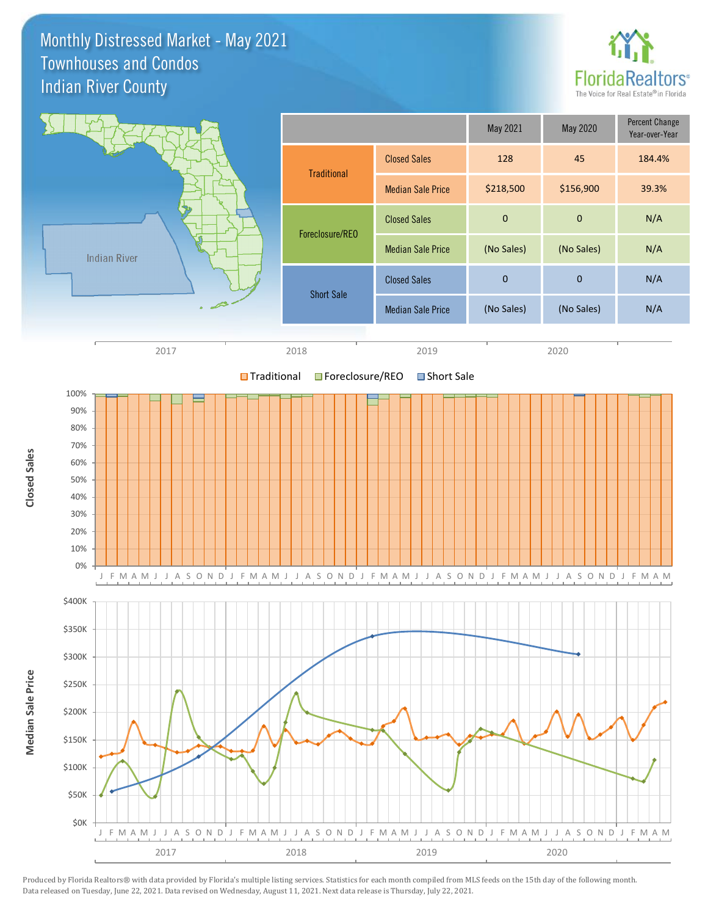# Monthly Distressed Market - May 2021
## Townhouses and Condos
## Indian River County

FloridaRealtors®
The Voice for Real Estate® in Florida

Indian River

| | | May 2021 | May 2020 | Percent Change Year-over-Year |
|---|---|---|---|---|
| Traditional | Closed Sales | 128 | 45 | 184.4% |
| | Median Sale Price | $218,500 | $156,900 | 39.3% |
| Foreclosure/REO | Closed Sales | 0 | 0 | N/A |
| | Median Sale Price | (No Sales) | (No Sales) | N/A |
| Short Sale | Closed Sales | 0 | 0 | N/A |
| | Median Sale Price | (No Sales) | (No Sales) | N/A |

2017 2018 2019 2020

Traditional Foreclosure/REO Short Sale

Closed Sales

100% 90% 80% 70% 60% 50% 40% 30% 20% 10% 0%

J F M A M J J A S O N D J F M A M J J A S O N D J F M A M J J A S O N D J F M A M J J A S O N D J F M A M

Median Sale Price

$400K $350K $300K $250K $200K $150K $100K $50K $0K

J F M A M J J A S O N D J F M A M J J A S O N D J F M A M J J A S O N D J F M A M J J A S O N D J F M A M

2017 2018 2019 2020

Produced by Florida Realtors® with data provided by Florida's multiple listing services. Statistics for each month compiled from MLS feeds on the 15th day of the following month.
Data released on Tuesday, June 22, 2021. Data revised on Wednesday, August 11, 2021. Next data release is Thursday, July 22, 2021.